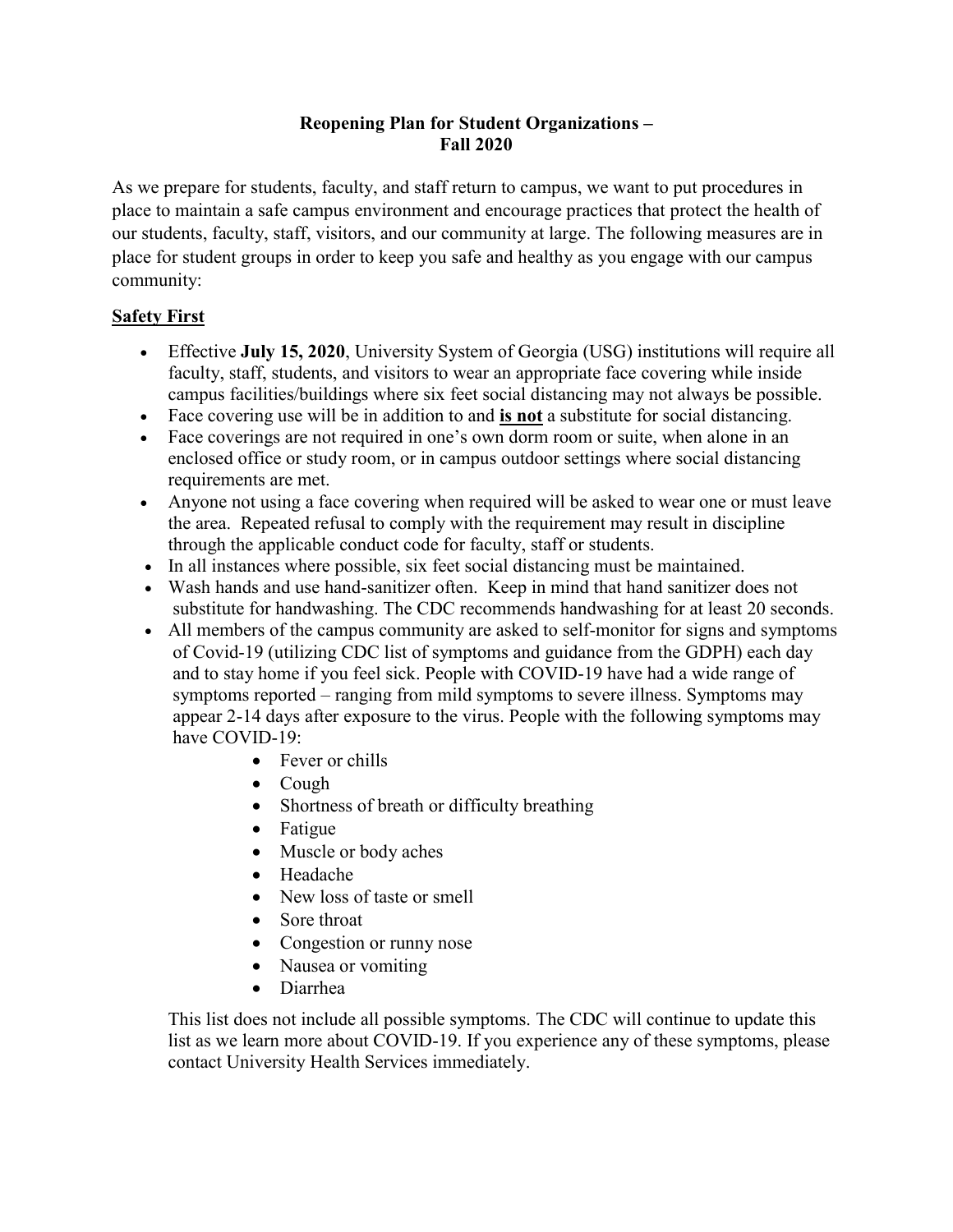# Reopening Plan for Student Organizations – Fall 2020

As we prepare for students, faculty, and staff return to campus, we want to put procedures in place to maintain a safe campus environment and encourage practices that protect the health of our students, faculty, staff, visitors, and our community at large. The following measures are in place for student groups in order to keep you safe and healthy as you engage with our campus community:

## <u>Safety First</u>

- Effective **July 15, 2020**, University System of Georgia (USG) institutions will require all faculty, staff, students, and visitors to wear an appropriate face covering while inside campus facilities/buildings where six feet social distancing may not always be possible.
- Face covering use will be in addition to and **<u>is not</u>** a substitute for social distancing.
- Face coverings are not required in one's own dorm room or suite, when alone in an enclosed office or study room, or in campus outdoor settings where social distancing requirements are met.
- Anyone not using a face covering when required will be asked to wear one or must leave the area. Repeated refusal to comply with the requirement may result in discipline through the applicable conduct code for faculty, staff or students.
- In all instances where possible, six feet social distancing must be maintained.
- Wash hands and use hand-sanitizer often. Keep in mind that hand sanitizer does not substitute for handwashing. The CDC recommends handwashing for at least 20 seconds.
- All members of the campus community are asked to self-monitor for signs and symptoms of Covid-19 (utilizing CDC list of symptoms and guidance from the GDPH) each day and to stay home if you feel sick. People with COVID-19 have had a wide range of symptoms reported – ranging from mild symptoms to severe illness. Symptoms may appear 2-14 days after exposure to the virus. People with the following symptoms may have COVID-19:
    - Fever or chills
    - Cough
    - Shortness of breath or difficulty breathing
    - Fatigue
    - Muscle or body aches
    - Headache
    - New loss of taste or smell
    - Sore throat
    - Congestion or runny nose
    - Nausea or vomiting
    - Diarrhea

  This list does not include all possible symptoms. The CDC will continue to update this list as we learn more about COVID-19. If you experience any of these symptoms, please contact University Health Services immediately.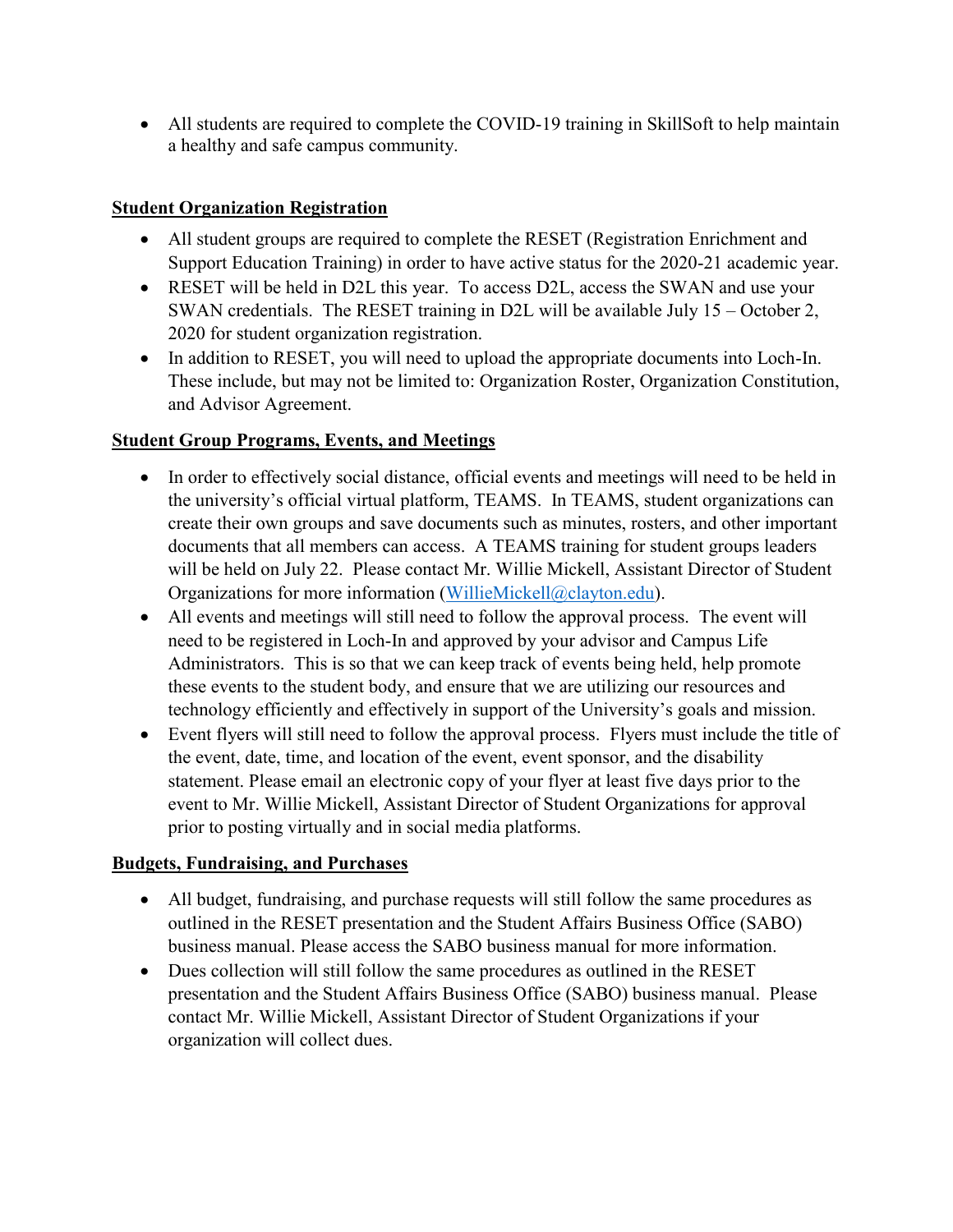- All students are required to complete the COVID-19 training in SkillSoft to help maintain a healthy and safe campus community.

**Student Organization Registration**

- All student groups are required to complete the RESET (Registration Enrichment and Support Education Training) in order to have active status for the 2020-21 academic year.
- RESET will be held in D2L this year. To access D2L, access the SWAN and use your SWAN credentials. The RESET training in D2L will be available July 15 – October 2, 2020 for student organization registration.
- In addition to RESET, you will need to upload the appropriate documents into Loch-In. These include, but may not be limited to: Organization Roster, Organization Constitution, and Advisor Agreement.

**Student Group Programs, Events, and Meetings**

- In order to effectively social distance, official events and meetings will need to be held in the university's official virtual platform, TEAMS. In TEAMS, student organizations can create their own groups and save documents such as minutes, rosters, and other important documents that all members can access. A TEAMS training for student groups leaders will be held on July 22. Please contact Mr. Willie Mickell, Assistant Director of Student Organizations for more information (WillieMickell@clayton.edu).
- All events and meetings will still need to follow the approval process. The event will need to be registered in Loch-In and approved by your advisor and Campus Life Administrators. This is so that we can keep track of events being held, help promote these events to the student body, and ensure that we are utilizing our resources and technology efficiently and effectively in support of the University's goals and mission.
- Event flyers will still need to follow the approval process. Flyers must include the title of the event, date, time, and location of the event, event sponsor, and the disability statement. Please email an electronic copy of your flyer at least five days prior to the event to Mr. Willie Mickell, Assistant Director of Student Organizations for approval prior to posting virtually and in social media platforms.

**Budgets, Fundraising, and Purchases**

- All budget, fundraising, and purchase requests will still follow the same procedures as outlined in the RESET presentation and the Student Affairs Business Office (SABO) business manual. Please access the SABO business manual for more information.
- Dues collection will still follow the same procedures as outlined in the RESET presentation and the Student Affairs Business Office (SABO) business manual. Please contact Mr. Willie Mickell, Assistant Director of Student Organizations if your organization will collect dues.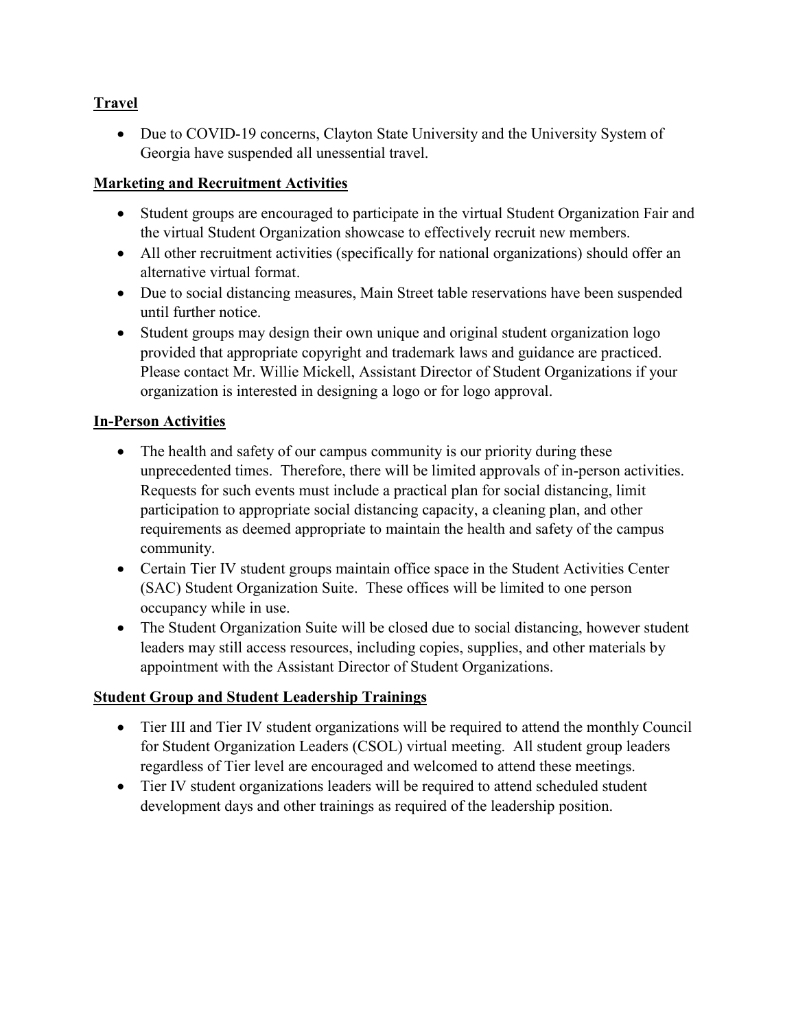**Travel**

- Due to COVID-19 concerns, Clayton State University and the University System of Georgia have suspended all unessential travel.

**Marketing and Recruitment Activities**

- Student groups are encouraged to participate in the virtual Student Organization Fair and the virtual Student Organization showcase to effectively recruit new members.
- All other recruitment activities (specifically for national organizations) should offer an alternative virtual format.
- Due to social distancing measures, Main Street table reservations have been suspended until further notice.
- Student groups may design their own unique and original student organization logo provided that appropriate copyright and trademark laws and guidance are practiced. Please contact Mr. Willie Mickell, Assistant Director of Student Organizations if your organization is interested in designing a logo or for logo approval.

**In-Person Activities**

- The health and safety of our campus community is our priority during these unprecedented times. Therefore, there will be limited approvals of in-person activities. Requests for such events must include a practical plan for social distancing, limit participation to appropriate social distancing capacity, a cleaning plan, and other requirements as deemed appropriate to maintain the health and safety of the campus community.
- Certain Tier IV student groups maintain office space in the Student Activities Center (SAC) Student Organization Suite. These offices will be limited to one person occupancy while in use.
- The Student Organization Suite will be closed due to social distancing, however student leaders may still access resources, including copies, supplies, and other materials by appointment with the Assistant Director of Student Organizations.

**Student Group and Student Leadership Trainings**

- Tier III and Tier IV student organizations will be required to attend the monthly Council for Student Organization Leaders (CSOL) virtual meeting. All student group leaders regardless of Tier level are encouraged and welcomed to attend these meetings.
- Tier IV student organizations leaders will be required to attend scheduled student development days and other trainings as required of the leadership position.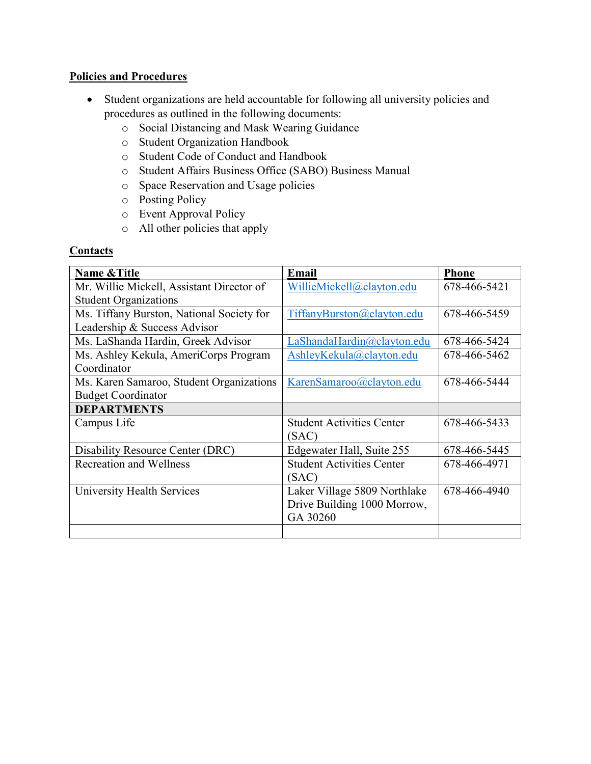**Policies and Procedures**

- Student organizations are held accountable for following all university policies and procedures as outlined in the following documents:
  - Social Distancing and Mask Wearing Guidance
  - Student Organization Handbook
  - Student Code of Conduct and Handbook
  - Student Affairs Business Office (SABO) Business Manual
  - Space Reservation and Usage policies
  - Posting Policy
  - Event Approval Policy
  - All other policies that apply

**Contacts**

| Name &Title | Email | Phone |
|---|---|---|
| Mr. Willie Mickell, Assistant Director of Student Organizations | WillieMickell@clayton.edu | 678-466-5421 |
| Ms. Tiffany Burston, National Society for Leadership & Success Advisor | TiffanyBurston@clayton.edu | 678-466-5459 |
| Ms. LaShanda Hardin, Greek Advisor | LaShandaHardin@clayton.edu | 678-466-5424 |
| Ms. Ashley Kekula, AmeriCorps Program Coordinator | AshleyKekula@clayton.edu | 678-466-5462 |
| Ms. Karen Samaroo, Student Organizations Budget Coordinator | KarenSamaroo@clayton.edu | 678-466-5444 |
| **DEPARTMENTS** | | |
| Campus Life | Student Activities Center (SAC) | 678-466-5433 |
| Disability Resource Center (DRC) | Edgewater Hall, Suite 255 | 678-466-5445 |
| Recreation and Wellness | Student Activities Center (SAC) | 678-466-4971 |
| University Health Services | Laker Village 5809 Northlake Drive Building 1000 Morrow, GA 30260 | 678-466-4940 |
| | | |